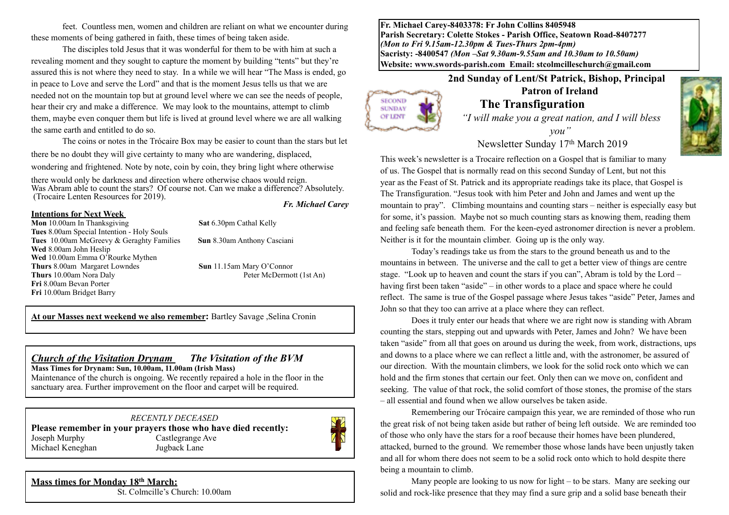**Fr. Michael Carey-8403378: Fr John Collins 8405948**
**Parish Secretary: Colette Stokes - Parish Office, Seatown Road-8407277**
***(Mon to Fri 9.15am-12.30pm & Tues-Thurs 2pm-4pm)***
**Sacristy: -8400547** ***(Mon –Sat 9.30am-9.55am and 10.30am to 10.50am)***
**Website: www.swords-parish.com Email: stcolmcilleschurch@gmail.com**

# 2nd Sunday of Lent/St Patrick, Bishop, Principal Patron of Ireland

## The Transfiguration

*"I will make you a great nation, and I will bless you"*

Newsletter Sunday 17th March 2019

This week's newsletter is a Trocaire reflection on a Gospel that is familiar to many of us. The Gospel that is normally read on this second Sunday of Lent, but not this year as the Feast of St. Patrick and its appropriate readings take its place, that Gospel is The Transfiguration. "Jesus took with him Peter and John and James and went up the mountain to pray". Climbing mountains and counting stars – neither is especially easy but for some, it's passion. Maybe not so much counting stars as knowing them, reading them and feeling safe beneath them. For the keen-eyed astronomer direction is never a problem. Neither is it for the mountain climber. Going up is the only way.

Today's readings take us from the stars to the ground beneath us and to the mountains in between. The universe and the call to get a better view of things are centre stage. "Look up to heaven and count the stars if you can", Abram is told by the Lord – having first been taken "aside" – in other words to a place and space where he could reflect. The same is true of the Gospel passage where Jesus takes "aside" Peter, James and John so that they too can arrive at a place where they can reflect.

Does it truly enter our heads that where we are right now is standing with Abram counting the stars, stepping out and upwards with Peter, James and John? We have been taken "aside" from all that goes on around us during the week, from work, distractions, ups and downs to a place where we can reflect a little and, with the astronomer, be assured of our direction. With the mountain climbers, we look for the solid rock onto which we can hold and the firm stones that certain our feet. Only then can we move on, confident and seeking. The value of that rock, the solid comfort of those stones, the promise of the stars – all essential and found when we allow ourselves be taken aside.

Remembering our Trócaire campaign this year, we are reminded of those who run the great risk of not being taken aside but rather of being left outside. We are reminded too of those who only have the stars for a roof because their homes have been plundered, attacked, burned to the ground. We remember those whose lands have been unjustly taken and all for whom there does not seem to be a solid rock onto which to hold despite there being a mountain to climb.

Many people are looking to us now for light – to be stars. Many are seeking our solid and rock-like presence that they may find a sure grip and a solid base beneath their feet. Countless men, women and children are reliant on what we encounter during these moments of being gathered in faith, these times of being taken aside.

The disciples told Jesus that it was wonderful for them to be with him at such a revealing moment and they sought to capture the moment by building "tents" but they're assured this is not where they need to stay. In a while we will hear "The Mass is ended, go in peace to Love and serve the Lord" and that is the moment Jesus tells us that we are needed not on the mountain top but at ground level where we can see the needs of people, hear their cry and make a difference. We may look to the mountains, attempt to climb them, maybe even conquer them but life is lived at ground level where we are all walking the same earth and entitled to do so.

The coins or notes in the Trócaire Box may be easier to count than the stars but let there be no doubt they will give certainty to many who are wandering, displaced, wondering and frightened. Note by note, coin by coin, they bring light where otherwise there would only be darkness and direction where otherwise chaos would reign.
Was Abram able to count the stars? Of course not. Can we make a difference? Absolutely. (Trocaire Lenten Resources for 2019).

***Fr. Michael Carey***

**Intentions for Next Week**

**Mon** 10.00am In Thanksgiving
**Tues** 8.00am Special Intention - Holy Souls
**Tues** 10.00am McGreevy & Geraghty Families
**Wed** 8.00am John Heslip
**Wed** 10.00am Emma O'Rourke Mythen
**Thurs** 8.00am Margaret Lowndes
**Thurs** 10.00am Nora Daly
**Fri** 8.00am Bevan Porter
**Fri** 10.00am Bridget Barry
**Sat** 6.30pm Cathal Kelly
**Sun** 8.30am Anthony Casciani
**Sun** 11.15am Mary O'Connor
Peter McDermott (1st An)

**At our Masses next weekend we also remember:** Bartley Savage ,Selina Cronin

## *Church of the Visitation Drynam — The Visitation of the BVM*

**Mass Times for Drynam: Sun, 10.00am, 11.00am (Irish Mass)**
Maintenance of the church is ongoing. We recently repaired a hole in the floor in the sanctuary area. Further improvement on the floor and carpet will be required.

*RECENTLY DECEASED*

**Please remember in your prayers those who have died recently:**

| | |
|---|---|
| Joseph Murphy | Castlegrange Ave |
| Michael Keneghan | Jugback Lane |

**Mass times for Monday 18th March:**
St. Colmcille's Church: 10.00am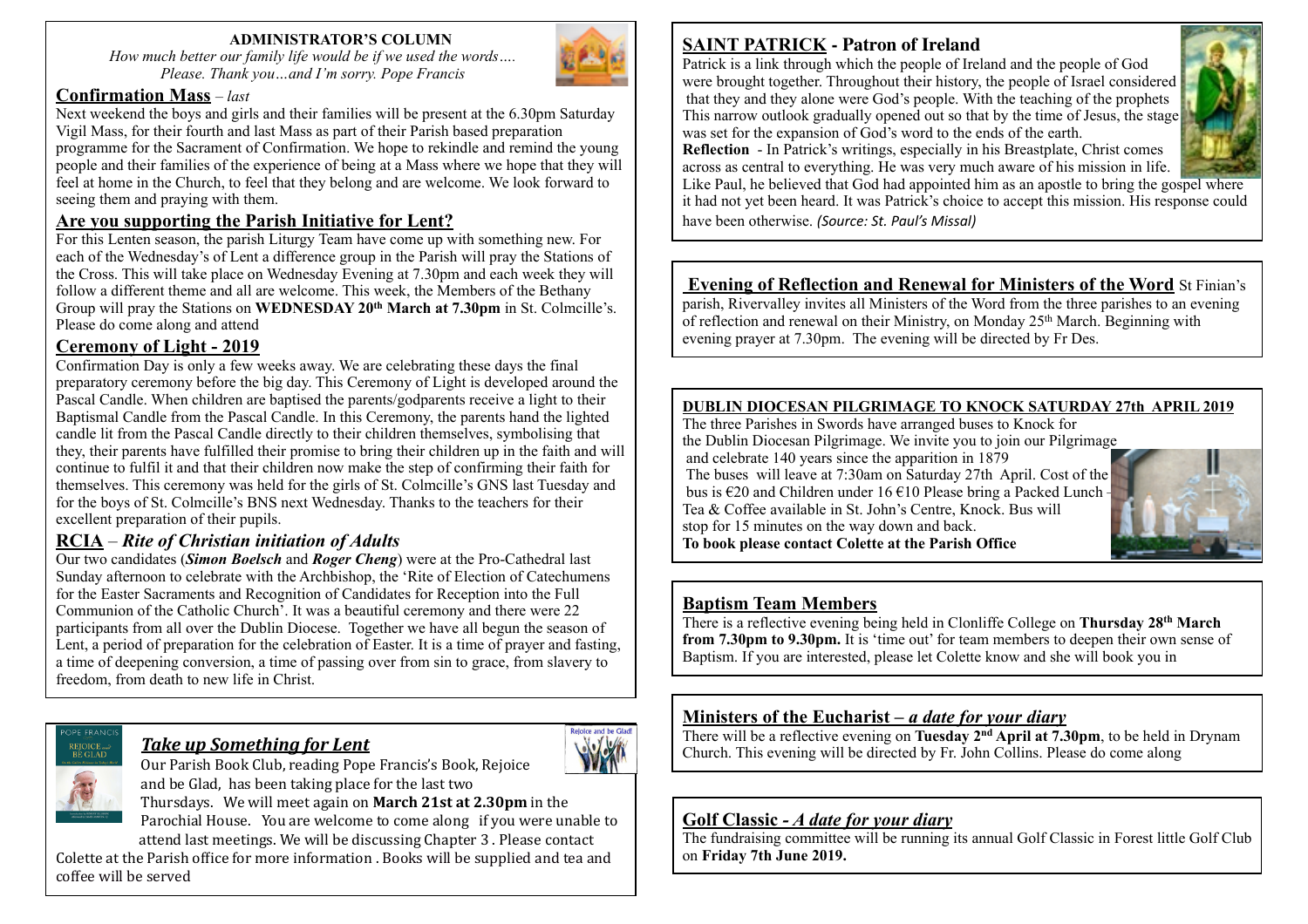**ADMINISTRATOR'S COLUMN**

*How much better our family life would be if we used the words…. Please. Thank you…and I'm sorry. Pope Francis*

## Confirmation Mass – *last*

Next weekend the boys and girls and their families will be present at the 6.30pm Saturday Vigil Mass, for their fourth and last Mass as part of their Parish based preparation programme for the Sacrament of Confirmation. We hope to rekindle and remind the young people and their families of the experience of being at a Mass where we hope that they will feel at home in the Church, to feel that they belong and are welcome. We look forward to seeing them and praying with them.

## Are you supporting the Parish Initiative for Lent?

For this Lenten season, the parish Liturgy Team have come up with something new. For each of the Wednesday's of Lent a difference group in the Parish will pray the Stations of the Cross. This will take place on Wednesday Evening at 7.30pm and each week they will follow a different theme and all are welcome. This week, the Members of the Bethany Group will pray the Stations on **WEDNESDAY 20th March at 7.30pm** in St. Colmcille's. Please do come along and attend

## Ceremony of Light - 2019

Confirmation Day is only a few weeks away. We are celebrating these days the final preparatory ceremony before the big day. This Ceremony of Light is developed around the Pascal Candle. When children are baptised the parents/godparents receive a light to their Baptismal Candle from the Pascal Candle. In this Ceremony, the parents hand the lighted candle lit from the Pascal Candle directly to their children themselves, symbolising that they, their parents have fulfilled their promise to bring their children up in the faith and will continue to fulfil it and that their children now make the step of confirming their faith for themselves. This ceremony was held for the girls of St. Colmcille's GNS last Tuesday and for the boys of St. Colmcille's BNS next Wednesday. Thanks to the teachers for their excellent preparation of their pupils.

## RCIA – *Rite of Christian initiation of Adults*

Our two candidates (***Simon Boelsch*** and ***Roger Cheng***) were at the Pro-Cathedral last Sunday afternoon to celebrate with the Archbishop, the 'Rite of Election of Catechumens for the Easter Sacraments and Recognition of Candidates for Reception into the Full Communion of the Catholic Church'. It was a beautiful ceremony and there were 22 participants from all over the Dublin Diocese. Together we have all begun the season of Lent, a period of preparation for the celebration of Easter. It is a time of prayer and fasting, a time of deepening conversion, a time of passing over from sin to grace, from slavery to freedom, from death to new life in Christ.

## *Take up Something for Lent*

Our Parish Book Club, reading Pope Francis's Book, Rejoice and be Glad, has been taking place for the last two Thursdays. We will meet again on **March 21st at 2.30pm** in the Parochial House. You are welcome to come along if you were unable to attend last meetings. We will be discussing Chapter 3 . Please contact Colette at the Parish office for more information . Books will be supplied and tea and coffee will be served

## SAINT PATRICK - Patron of Ireland

Patrick is a link through which the people of Ireland and the people of God were brought together. Throughout their history, the people of Israel considered that they and they alone were God's people. With the teaching of the prophets This narrow outlook gradually opened out so that by the time of Jesus, the stage was set for the expansion of God's word to the ends of the earth.

**Reflection** - In Patrick's writings, especially in his Breastplate, Christ comes across as central to everything. He was very much aware of his mission in life. Like Paul, he believed that God had appointed him as an apostle to bring the gospel where it had not yet been heard. It was Patrick's choice to accept this mission. His response could have been otherwise. *(Source: St. Paul's Missal)*

## Evening of Reflection and Renewal for Ministers of the Word

St Finian's parish, Rivervalley invites all Ministers of the Word from the three parishes to an evening of reflection and renewal on their Ministry, on Monday 25th March. Beginning with evening prayer at 7.30pm. The evening will be directed by Fr Des.

## DUBLIN DIOCESAN PILGRIMAGE TO KNOCK SATURDAY 27th APRIL 2019

The three Parishes in Swords have arranged buses to Knock for the Dublin Diocesan Pilgrimage. We invite you to join our Pilgrimage and celebrate 140 years since the apparition in 1879

The buses will leave at 7:30am on Saturday 27th April. Cost of the bus is €20 and Children under 16 €10 Please bring a Packed Lunch - Tea & Coffee available in St. John's Centre, Knock. Bus will stop for 15 minutes on the way down and back.

**To book please contact Colette at the Parish Office**

## Baptism Team Members

There is a reflective evening being held in Clonliffe College on **Thursday 28th March from 7.30pm to 9.30pm.** It is 'time out' for team members to deepen their own sense of Baptism. If you are interested, please let Colette know and she will book you in

## Ministers of the Eucharist – *a date for your diary*

There will be a reflective evening on **Tuesday 2nd April at 7.30pm**, to be held in Drynam Church. This evening will be directed by Fr. John Collins. Please do come along

## Golf Classic - *A date for your diary*

The fundraising committee will be running its annual Golf Classic in Forest little Golf Club on **Friday 7th June 2019.**